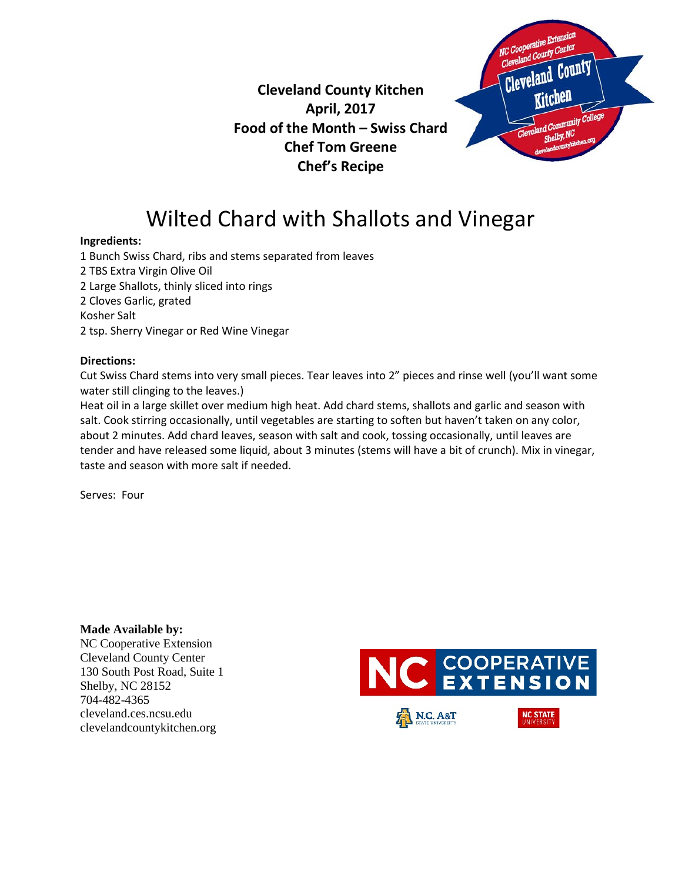**Cleveland County Kitchen**
**April, 2017**
**Food of the Month – Swiss Chard**
**Chef Tom Greene**
**Chef's Recipe**

# Wilted Chard with Shallots and Vinegar

**Ingredients:**

1 Bunch Swiss Chard, ribs and stems separated from leaves
2 TBS Extra Virgin Olive Oil
2 Large Shallots, thinly sliced into rings
2 Cloves Garlic, grated
Kosher Salt
2 tsp. Sherry Vinegar or Red Wine Vinegar

**Directions:**

Cut Swiss Chard stems into very small pieces. Tear leaves into 2" pieces and rinse well (you'll want some water still clinging to the leaves.)
Heat oil in a large skillet over medium high heat. Add chard stems, shallots and garlic and season with salt. Cook stirring occasionally, until vegetables are starting to soften but haven't taken on any color, about 2 minutes. Add chard leaves, season with salt and cook, tossing occasionally, until leaves are tender and have released some liquid, about 3 minutes (stems will have a bit of crunch). Mix in vinegar, taste and season with more salt if needed.

Serves: Four

**Made Available by:**
NC Cooperative Extension
Cleveland County Center
130 South Post Road, Suite 1
Shelby, NC 28152
704-482-4365
cleveland.ces.ncsu.edu
clevelandcountykitchen.org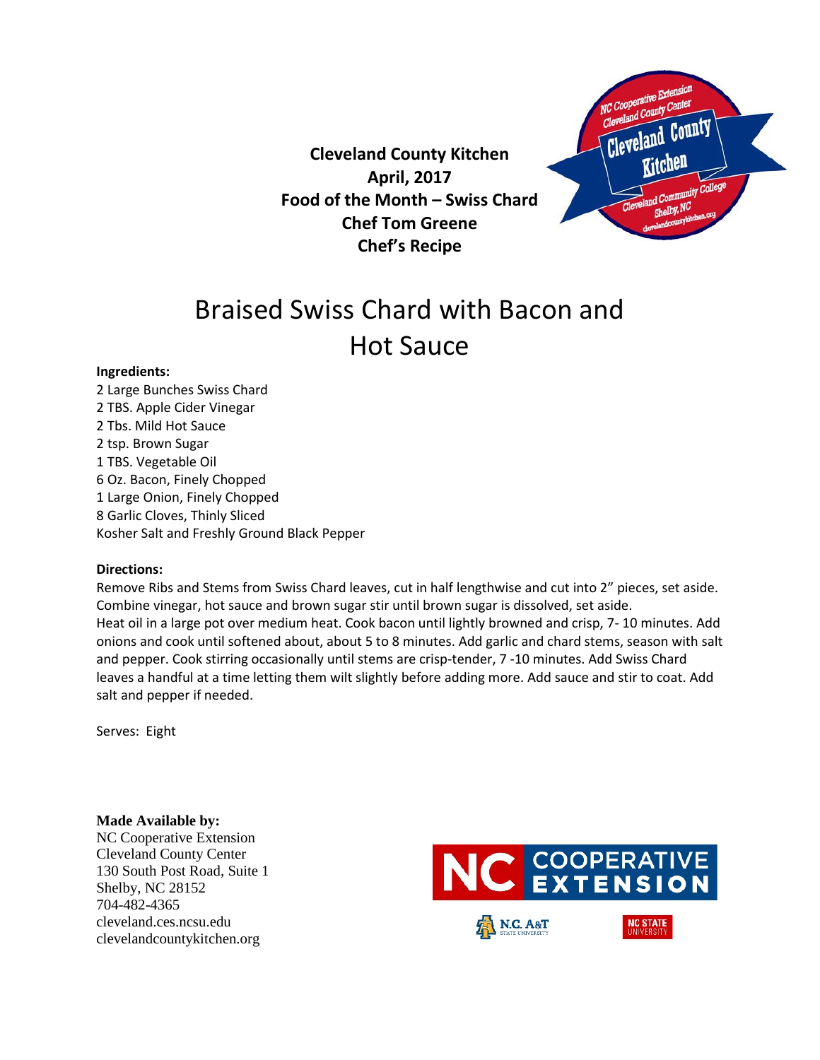**Cleveland County Kitchen**
**April, 2017**
**Food of the Month – Swiss Chard**
**Chef Tom Greene**
**Chef's Recipe**

# Braised Swiss Chard with Bacon and Hot Sauce

**Ingredients:**

2 Large Bunches Swiss Chard
2 TBS. Apple Cider Vinegar
2 Tbs. Mild Hot Sauce
2 tsp. Brown Sugar
1 TBS. Vegetable Oil
6 Oz. Bacon, Finely Chopped
1 Large Onion, Finely Chopped
8 Garlic Cloves, Thinly Sliced
Kosher Salt and Freshly Ground Black Pepper

**Directions:**

Remove Ribs and Stems from Swiss Chard leaves, cut in half lengthwise and cut into 2" pieces, set aside. Combine vinegar, hot sauce and brown sugar stir until brown sugar is dissolved, set aside.
Heat oil in a large pot over medium heat. Cook bacon until lightly browned and crisp, 7- 10 minutes. Add onions and cook until softened about, about 5 to 8 minutes. Add garlic and chard stems, season with salt and pepper. Cook stirring occasionally until stems are crisp-tender, 7 -10 minutes. Add Swiss Chard leaves a handful at a time letting them wilt slightly before adding more. Add sauce and stir to coat. Add salt and pepper if needed.

Serves: Eight

**Made Available by:**
NC Cooperative Extension
Cleveland County Center
130 South Post Road, Suite 1
Shelby, NC 28152
704-482-4365
cleveland.ces.ncsu.edu
clevelandcountykitchen.org